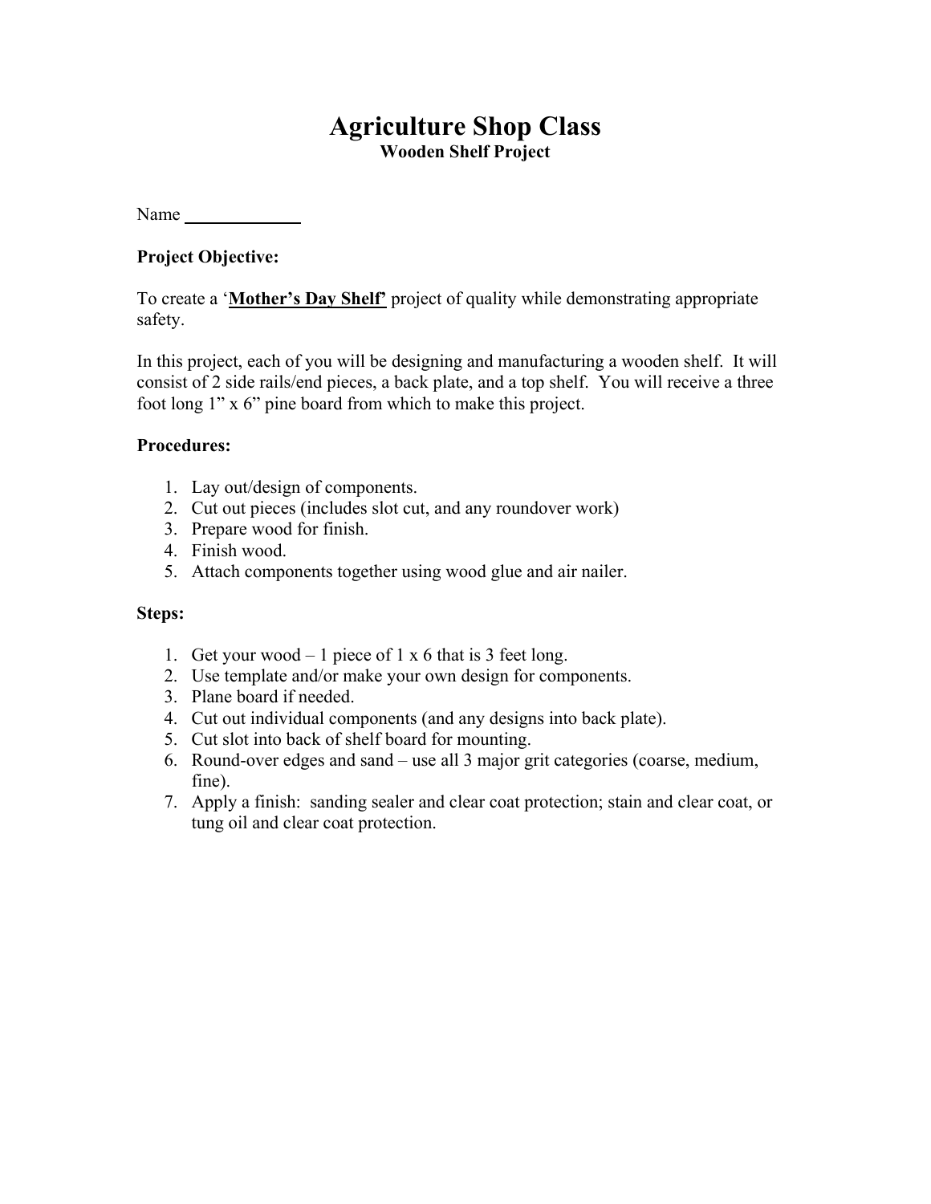# Agriculture Shop Class

**Wooden Shelf Project**

Name ____________

**Project Objective:**

To create a '**<u>Mother's Day Shelf'</u>** project of quality while demonstrating appropriate safety.

In this project, each of you will be designing and manufacturing a wooden shelf. It will consist of 2 side rails/end pieces, a back plate, and a top shelf. You will receive a three foot long 1" x 6" pine board from which to make this project.

**Procedures:**

1. Lay out/design of components.
2. Cut out pieces (includes slot cut, and any roundover work)
3. Prepare wood for finish.
4. Finish wood.
5. Attach components together using wood glue and air nailer.

**Steps:**

1. Get your wood – 1 piece of 1 x 6 that is 3 feet long.
2. Use template and/or make your own design for components.
3. Plane board if needed.
4. Cut out individual components (and any designs into back plate).
5. Cut slot into back of shelf board for mounting.
6. Round-over edges and sand – use all 3 major grit categories (coarse, medium, fine).
7. Apply a finish: sanding sealer and clear coat protection; stain and clear coat, or tung oil and clear coat protection.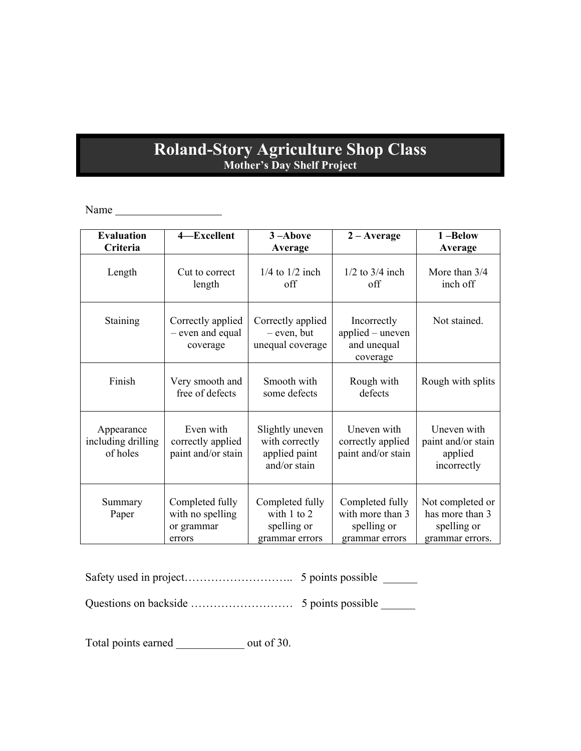# Roland-Story Agriculture Shop Class

## Mother's Day Shelf Project

Name ___________________

| Evaluation Criteria | 4—Excellent | 3 –Above Average | 2 – Average | 1 –Below Average |
|---|---|---|---|---|
| Length | Cut to correct length | 1/4 to 1/2 inch off | 1/2 to 3/4 inch off | More than 3/4 inch off |
| Staining | Correctly applied – even and equal coverage | Correctly applied – even, but unequal coverage | Incorrectly applied – uneven and unequal coverage | Not stained. |
| Finish | Very smooth and free of defects | Smooth with some defects | Rough with defects | Rough with splits |
| Appearance including drilling of holes | Even with correctly applied paint and/or stain | Slightly uneven with correctly applied paint and/or stain | Uneven with correctly applied paint and/or stain | Uneven with paint and/or stain applied incorrectly |
| Summary Paper | Completed fully with no spelling or grammar errors | Completed fully with 1 to 2 spelling or grammar errors | Completed fully with more than 3 spelling or grammar errors | Not completed or has more than 3 spelling or grammar errors. |

Safety used in project……………………….. 5 points possible ______

Questions on backside ……………………… 5 points possible ______

Total points earned ____________ out of 30.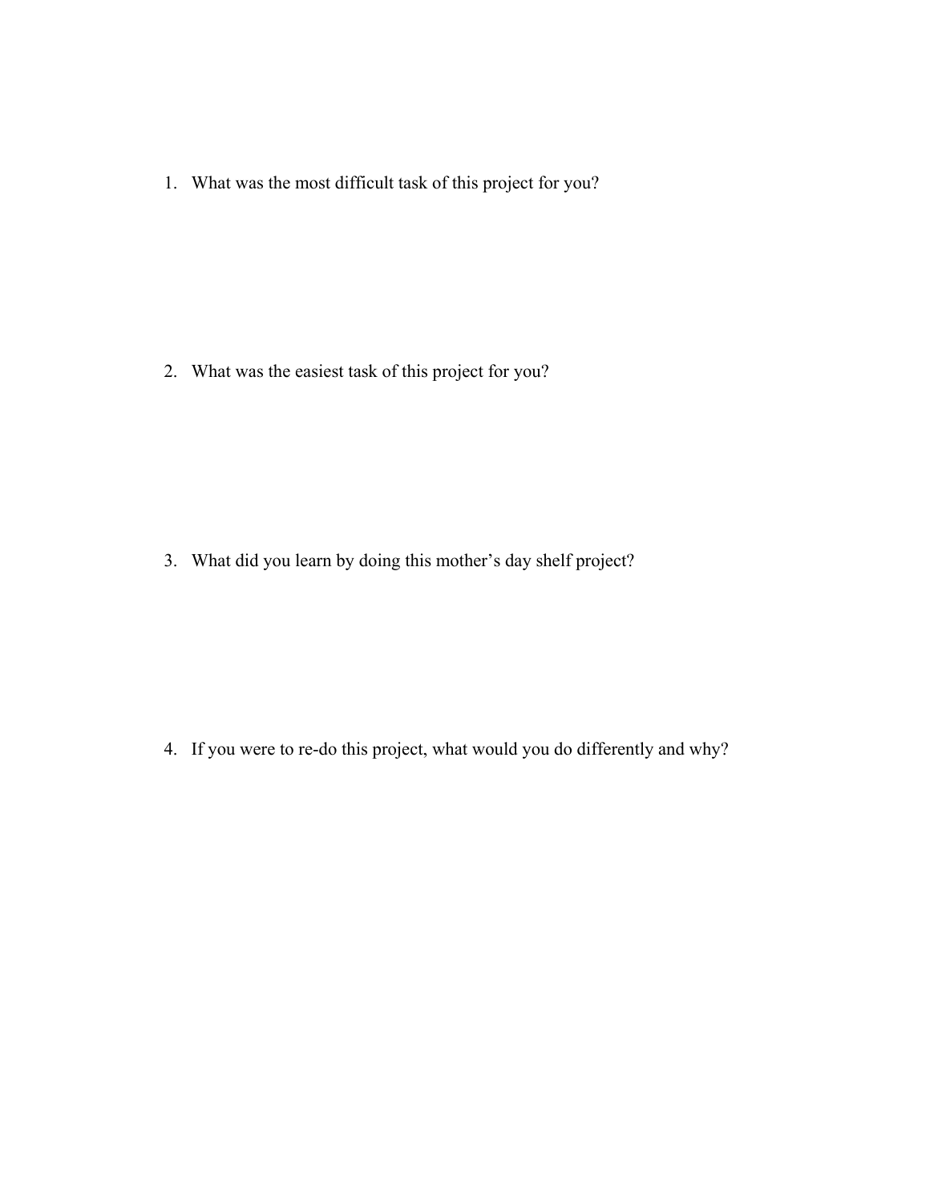1. What was the most difficult task of this project for you?

2. What was the easiest task of this project for you?

3. What did you learn by doing this mother's day shelf project?

4. If you were to re-do this project, what would you do differently and why?